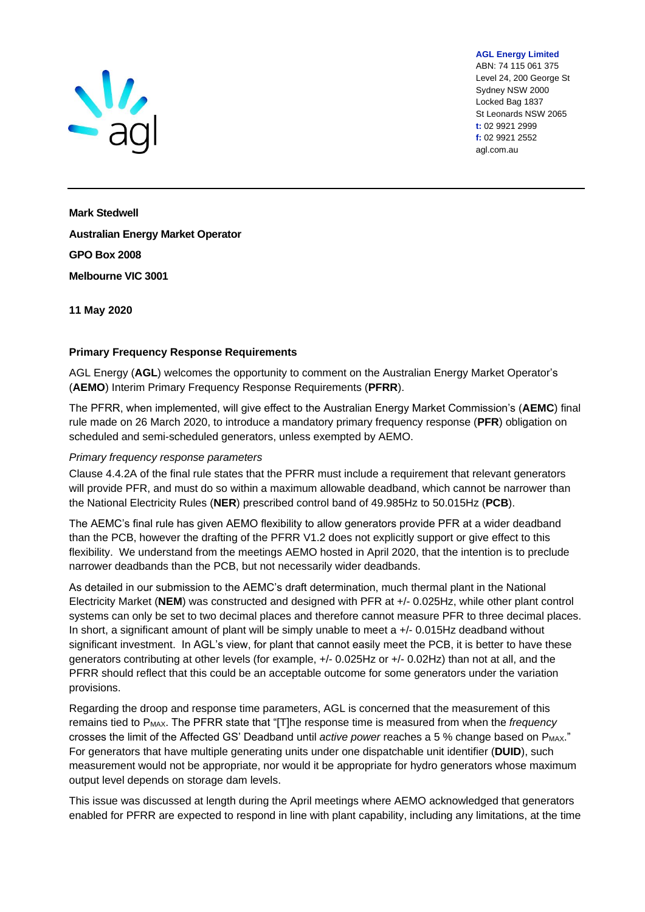**AGL Energy Limited**
ABN: 74 115 061 375
Level 24, 200 George St
Sydney NSW 2000
Locked Bag 1837
St Leonards NSW 2065
**t:** 02 9921 2999
**f:** 02 9921 2552
agl.com.au

**Mark Stedwell**

**Australian Energy Market Operator**

**GPO Box 2008**

**Melbourne VIC 3001**

**11 May 2020**

**Primary Frequency Response Requirements**

AGL Energy (**AGL**) welcomes the opportunity to comment on the Australian Energy Market Operator's (**AEMO**) Interim Primary Frequency Response Requirements (**PFRR**).

The PFRR, when implemented, will give effect to the Australian Energy Market Commission's (**AEMC**) final rule made on 26 March 2020, to introduce a mandatory primary frequency response (**PFR**) obligation on scheduled and semi-scheduled generators, unless exempted by AEMO.

*Primary frequency response parameters*

Clause 4.4.2A of the final rule states that the PFRR must include a requirement that relevant generators will provide PFR, and must do so within a maximum allowable deadband, which cannot be narrower than the National Electricity Rules (**NER**) prescribed control band of 49.985Hz to 50.015Hz (**PCB**).

The AEMC's final rule has given AEMO flexibility to allow generators provide PFR at a wider deadband than the PCB, however the drafting of the PFRR V1.2 does not explicitly support or give effect to this flexibility. We understand from the meetings AEMO hosted in April 2020, that the intention is to preclude narrower deadbands than the PCB, but not necessarily wider deadbands.

As detailed in our submission to the AEMC's draft determination, much thermal plant in the National Electricity Market (**NEM**) was constructed and designed with PFR at +/- 0.025Hz, while other plant control systems can only be set to two decimal places and therefore cannot measure PFR to three decimal places. In short, a significant amount of plant will be simply unable to meet a +/- 0.015Hz deadband without significant investment. In AGL's view, for plant that cannot easily meet the PCB, it is better to have these generators contributing at other levels (for example, +/- 0.025Hz or +/- 0.02Hz) than not at all, and the PFRR should reflect that this could be an acceptable outcome for some generators under the variation provisions.

Regarding the droop and response time parameters, AGL is concerned that the measurement of this remains tied to $P_{MAX}$. The PFRR state that "[T]he response time is measured from when the *frequency* crosses the limit of the Affected GS' Deadband until *active power* reaches a 5 % change based on $P_{MAX}$." For generators that have multiple generating units under one dispatchable unit identifier (**DUID**), such measurement would not be appropriate, nor would it be appropriate for hydro generators whose maximum output level depends on storage dam levels.

This issue was discussed at length during the April meetings where AEMO acknowledged that generators enabled for PFRR are expected to respond in line with plant capability, including any limitations, at the time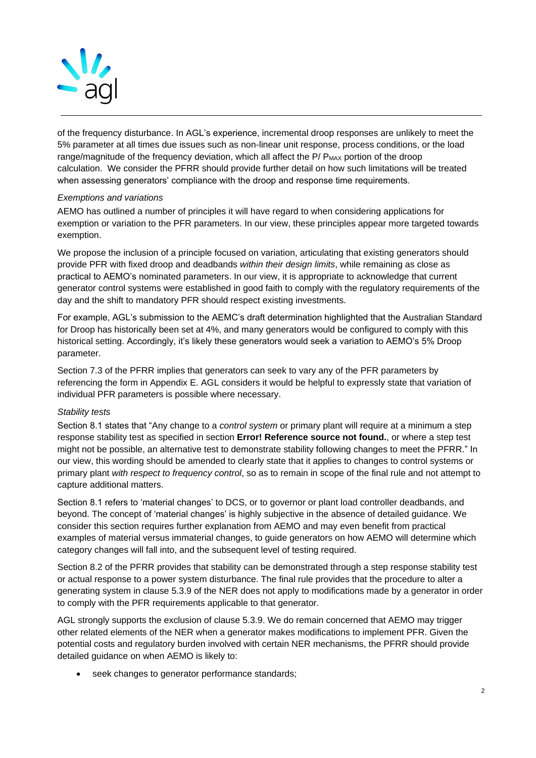of the frequency disturbance. In AGL's experience, incremental droop responses are unlikely to meet the 5% parameter at all times due issues such as non-linear unit response, process conditions, or the load range/magnitude of the frequency deviation, which all affect the P/ $P_{MAX}$ portion of the droop calculation. We consider the PFRR should provide further detail on how such limitations will be treated when assessing generators' compliance with the droop and response time requirements.

*Exemptions and variations*

AEMO has outlined a number of principles it will have regard to when considering applications for exemption or variation to the PFR parameters. In our view, these principles appear more targeted towards exemption.

We propose the inclusion of a principle focused on variation, articulating that existing generators should provide PFR with fixed droop and deadbands *within their design limits*, while remaining as close as practical to AEMO's nominated parameters. In our view, it is appropriate to acknowledge that current generator control systems were established in good faith to comply with the regulatory requirements of the day and the shift to mandatory PFR should respect existing investments.

For example, AGL's submission to the AEMC's draft determination highlighted that the Australian Standard for Droop has historically been set at 4%, and many generators would be configured to comply with this historical setting. Accordingly, it's likely these generators would seek a variation to AEMO's 5% Droop parameter.

Section 7.3 of the PFRR implies that generators can seek to vary any of the PFR parameters by referencing the form in Appendix E. AGL considers it would be helpful to expressly state that variation of individual PFR parameters is possible where necessary.

*Stability tests*

Section 8.1 states that "Any change to a *control system* or primary plant will require at a minimum a step response stability test as specified in section **Error! Reference source not found.**, or where a step test might not be possible, an alternative test to demonstrate stability following changes to meet the PFRR." In our view, this wording should be amended to clearly state that it applies to changes to control systems or primary plant *with respect to frequency control*, so as to remain in scope of the final rule and not attempt to capture additional matters.

Section 8.1 refers to 'material changes' to DCS, or to governor or plant load controller deadbands, and beyond. The concept of 'material changes' is highly subjective in the absence of detailed guidance. We consider this section requires further explanation from AEMO and may even benefit from practical examples of material versus immaterial changes, to guide generators on how AEMO will determine which category changes will fall into, and the subsequent level of testing required.

Section 8.2 of the PFRR provides that stability can be demonstrated through a step response stability test or actual response to a power system disturbance. The final rule provides that the procedure to alter a generating system in clause 5.3.9 of the NER does not apply to modifications made by a generator in order to comply with the PFR requirements applicable to that generator.

AGL strongly supports the exclusion of clause 5.3.9. We do remain concerned that AEMO may trigger other related elements of the NER when a generator makes modifications to implement PFR. Given the potential costs and regulatory burden involved with certain NER mechanisms, the PFRR should provide detailed guidance on when AEMO is likely to:

- seek changes to generator performance standards;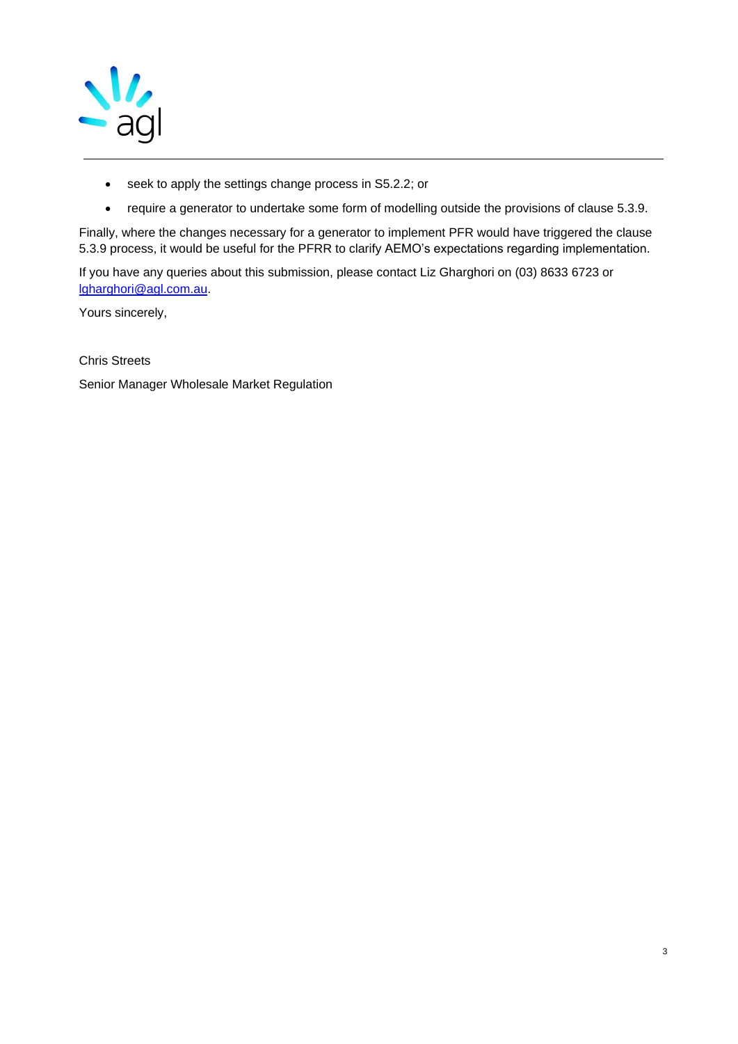- seek to apply the settings change process in S5.2.2; or
- require a generator to undertake some form of modelling outside the provisions of clause 5.3.9.

Finally, where the changes necessary for a generator to implement PFR would have triggered the clause 5.3.9 process, it would be useful for the PFRR to clarify AEMO's expectations regarding implementation.

If you have any queries about this submission, please contact Liz Gharghori on (03) 8633 6723 or lgharghori@agl.com.au.

Yours sincerely,

Chris Streets

Senior Manager Wholesale Market Regulation